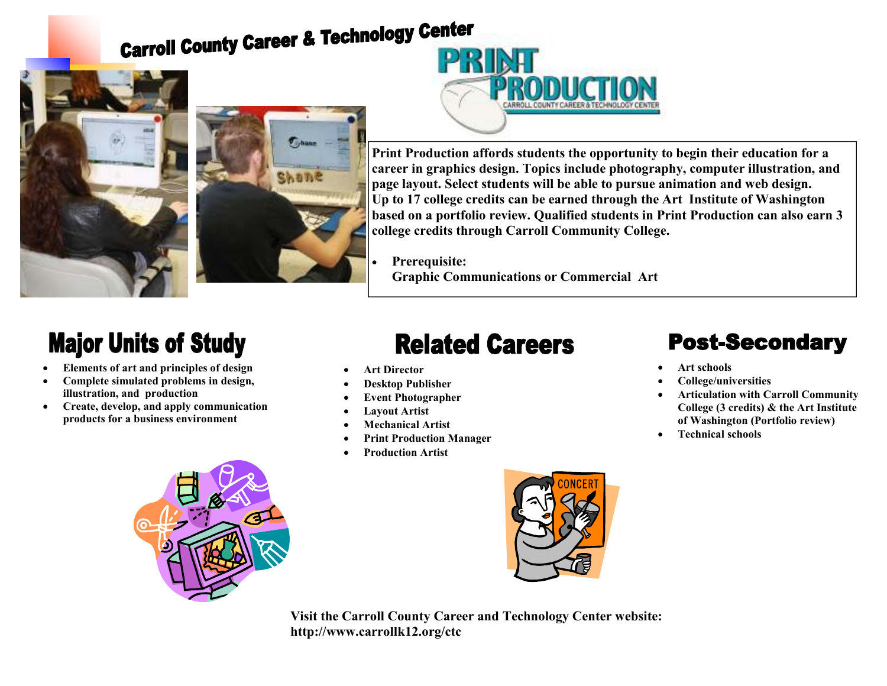# Carroll County Career & Technology Center

## Print Production

Print Production affords students the opportunity to begin their education for a career in graphics design. Topics include photography, computer illustration, and page layout. Select students will be able to pursue animation and web design. Up to 17 college credits can be earned through the Art Institute of Washington based on a portfolio review. Qualified students in Print Production can also earn 3 college credits through Carroll Community College.

- **Prerequisite:**
  Graphic Communications or Commercial Art

## Major Units of Study

- Elements of art and principles of design
- Complete simulated problems in design, illustration, and production
- Create, develop, and apply communication products for a business environment

## Related Careers

- Art Director
- Desktop Publisher
- Event Photographer
- Layout Artist
- Mechanical Artist
- Print Production Manager
- Production Artist

## Post-Secondary

- Art schools
- College/universities
- Articulation with Carroll Community College (3 credits) & the Art Institute of Washington (Portfolio review)
- Technical schools

Visit the Carroll County Career and Technology Center website:
http://www.carrollk12.org/ctc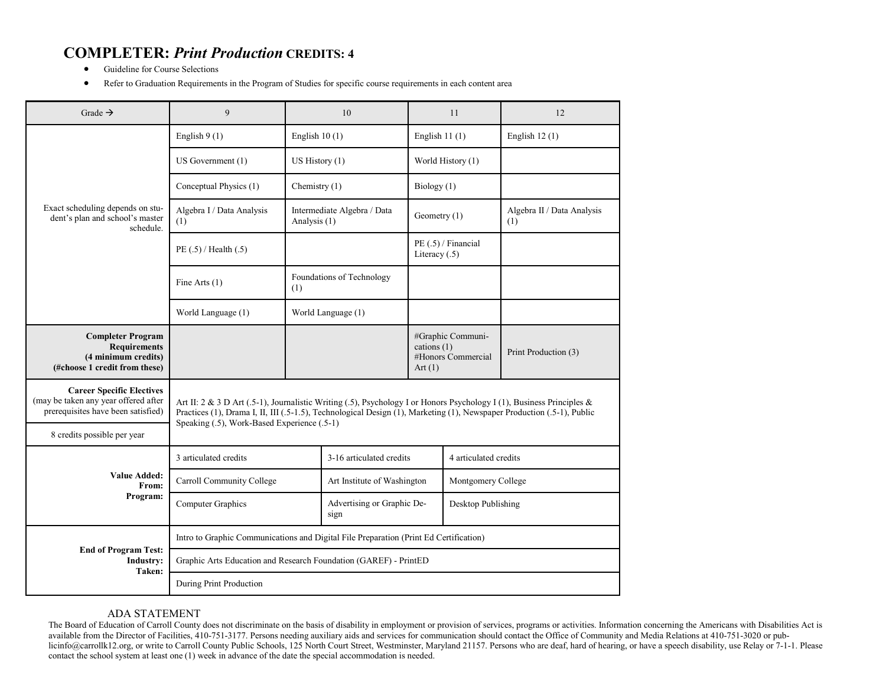# COMPLETER: *Print Production* CREDITS: 4

- Guideline for Course Selections
- Refer to Graduation Requirements in the Program of Studies for specific course requirements in each content area

| Grade → | 9 | 10 | 11 | 12 |
|---|---|---|---|---|
| Exact scheduling depends on student's plan and school's master schedule. | English 9 (1) | English 10 (1) | English 11 (1) | English 12 (1) |
| | US Government (1) | US History (1) | World History (1) | |
| | Conceptual Physics (1) | Chemistry (1) | Biology (1) | |
| | Algebra I / Data Analysis (1) | Intermediate Algebra / Data Analysis (1) | Geometry (1) | Algebra II / Data Analysis (1) |
| | PE (.5) / Health (.5) | | PE (.5) / Financial Literacy (.5) | |
| | Fine Arts (1) | Foundations of Technology (1) | | |
| | World Language (1) | World Language (1) | | |
| **Completer Program Requirements (4 minimum credits) (#choose 1 credit from these)** | | | #Graphic Communications (1) #Honors Commercial Art (1) | Print Production (3) |
| **Career Specific Electives** (may be taken any year offered after prerequisites have been satisfied) 8 credits possible per year | Art II: 2 & 3 D Art (.5-1), Journalistic Writing (.5), Psychology I or Honors Psychology I (1), Business Principles & Practices (1), Drama I, II, III (.5-1.5), Technological Design (1), Marketing (1), Newspaper Production (.5-1), Public Speaking (.5), Work-Based Experience (.5-1) | | | |
| **Value Added:** | 3 articulated credits | 3-16 articulated credits | 4 articulated credits | |
| **From:** | Carroll Community College | Art Institute of Washington | Montgomery College | |
| **Program:** | Computer Graphics | Advertising or Graphic Design | Desktop Publishing | |
| **End of Program Test:** | Intro to Graphic Communications and Digital File Preparation (Print Ed Certification) | | | |
| **Industry:** | Graphic Arts Education and Research Foundation (GAREF) - PrintED | | | |
| **Taken:** | During Print Production | | | |

ADA STATEMENT

The Board of Education of Carroll County does not discriminate on the basis of disability in employment or provision of services, programs or activities. Information concerning the Americans with Disabilities Act is available from the Director of Facilities, 410-751-3177. Persons needing auxiliary aids and services for communication should contact the Office of Community and Media Relations at 410-751-3020 or publicinfo@carrollk12.org, or write to Carroll County Public Schools, 125 North Court Street, Westminster, Maryland 21157. Persons who are deaf, hard of hearing, or have a speech disability, use Relay or 7-1-1. Please contact the school system at least one (1) week in advance of the date the special accommodation is needed.